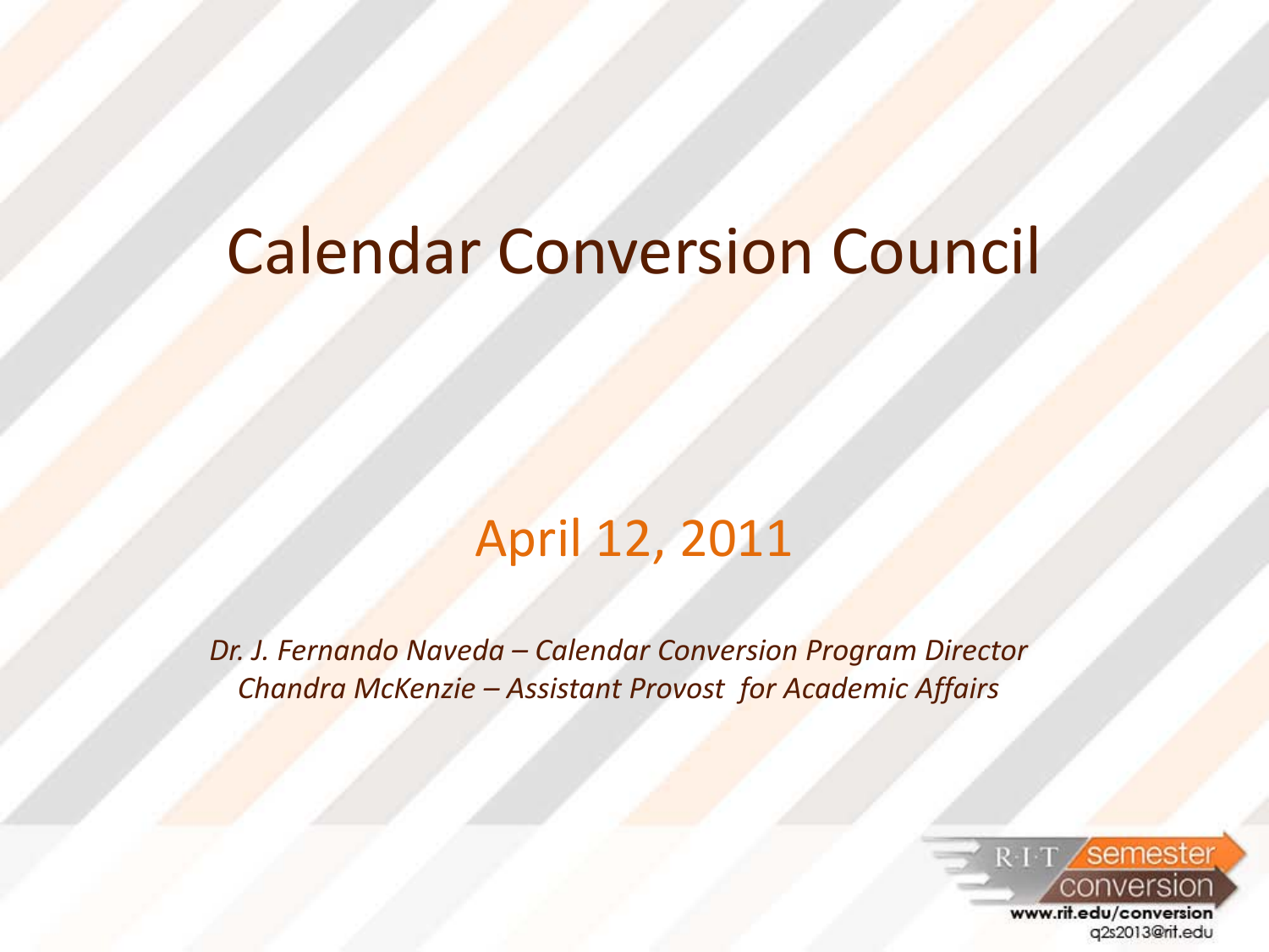# Calendar Conversion Council

April 12, 2011

*Dr. J. Fernando Naveda – Calendar Conversion Program Director*
*Chandra McKenzie – Assistant Provost for Academic Affairs*

R·I·T semester conversion
www.rit.edu/conversion
q2s2013@rit.edu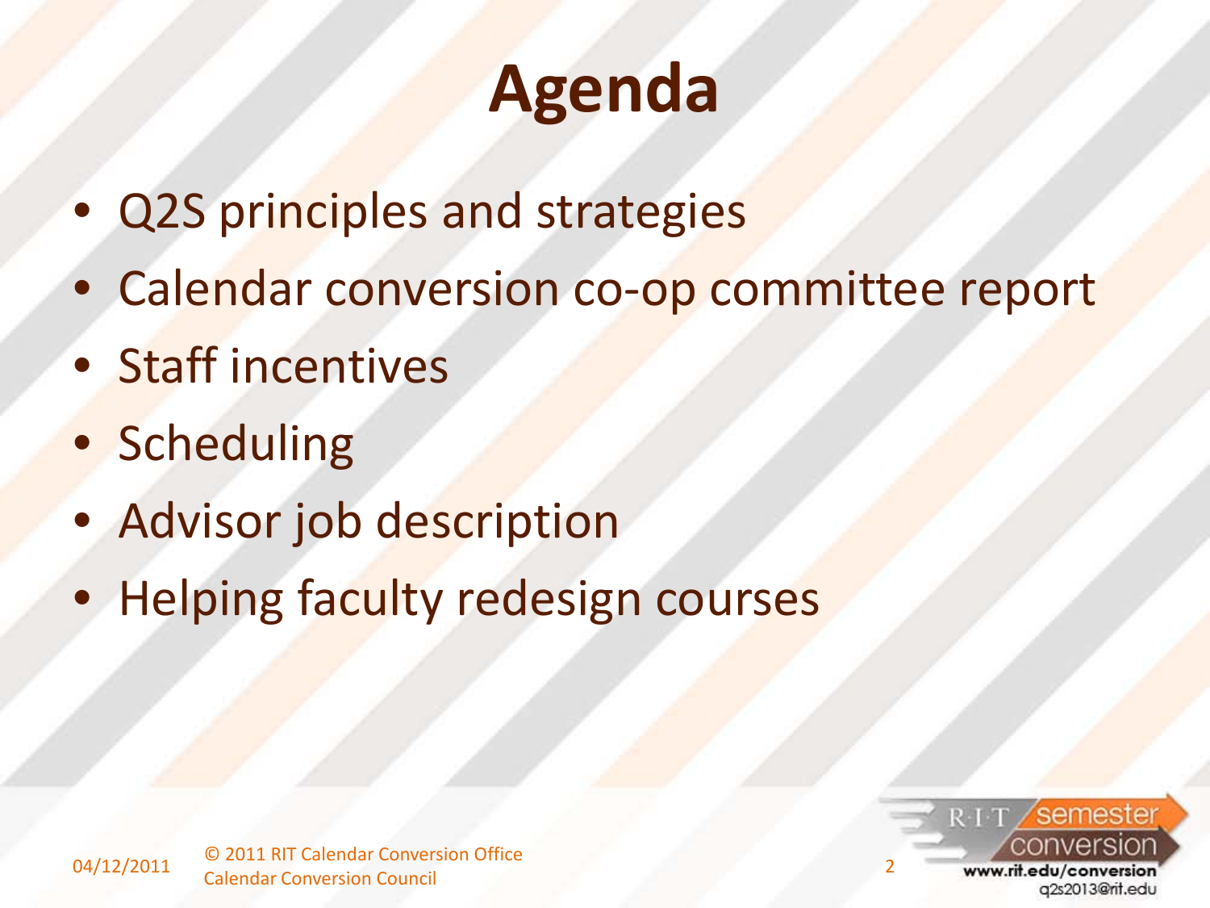# Agenda

- Q2S principles and strategies
- Calendar conversion co-op committee report
- Staff incentives
- Scheduling
- Advisor job description
- Helping faculty redesign courses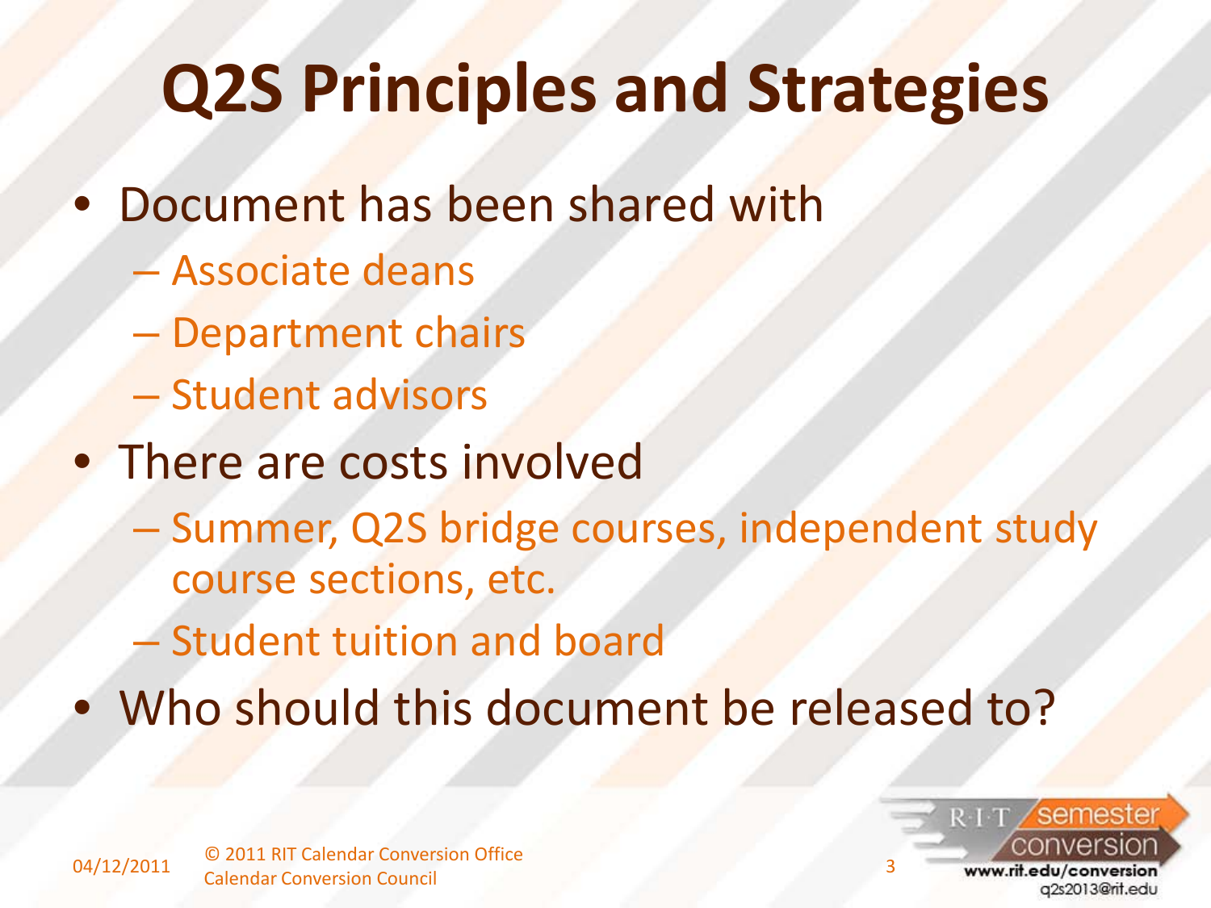# Q2S Principles and Strategies

- Document has been shared with
  - Associate deans
  - Department chairs
  - Student advisors
- There are costs involved
  - Summer, Q2S bridge courses, independent study course sections, etc.
  - Student tuition and board
- Who should this document be released to?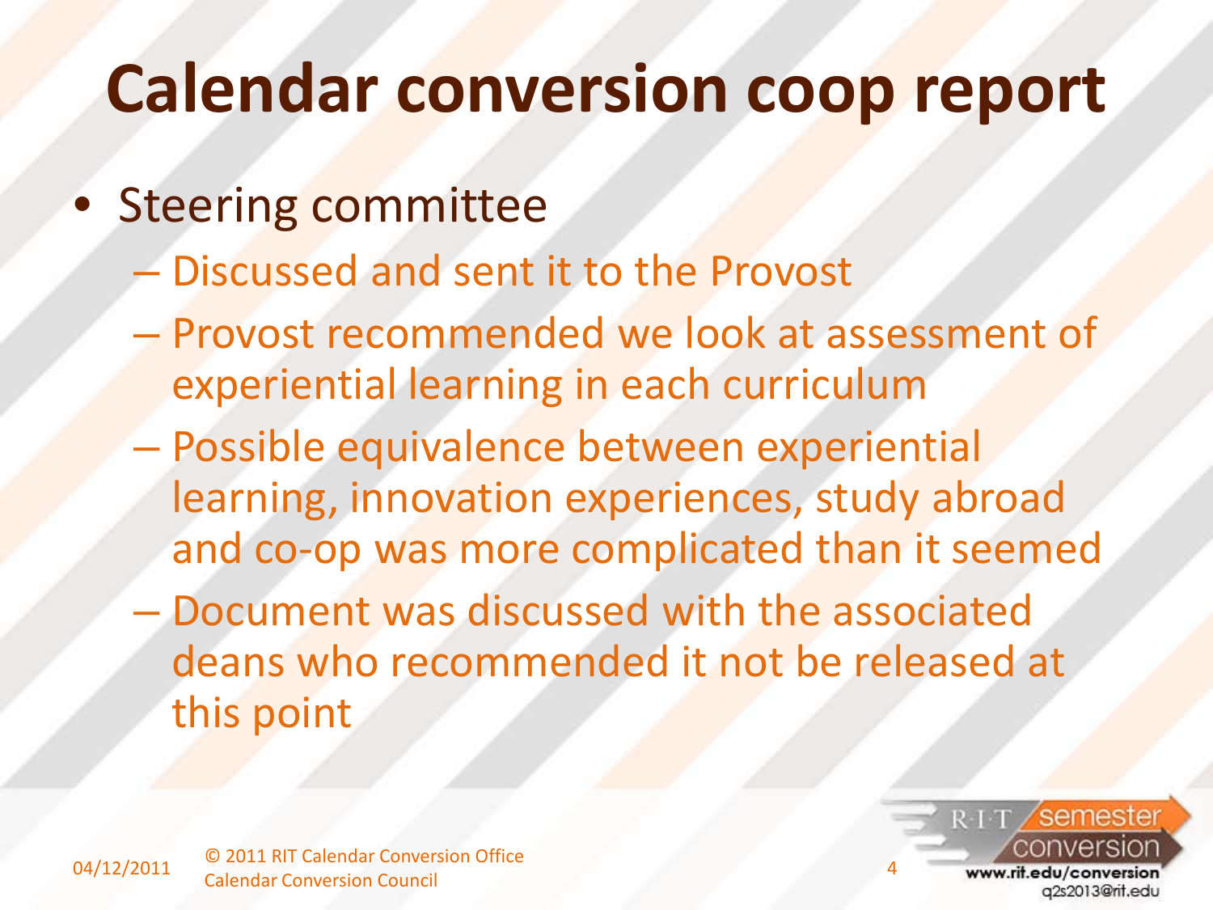# Calendar conversion coop report

- Steering committee
  - Discussed and sent it to the Provost
  - Provost recommended we look at assessment of experiential learning in each curriculum
  - Possible equivalence between experiential learning, innovation experiences, study abroad and co-op was more complicated than it seemed
  - Document was discussed with the associated deans who recommended it not be released at this point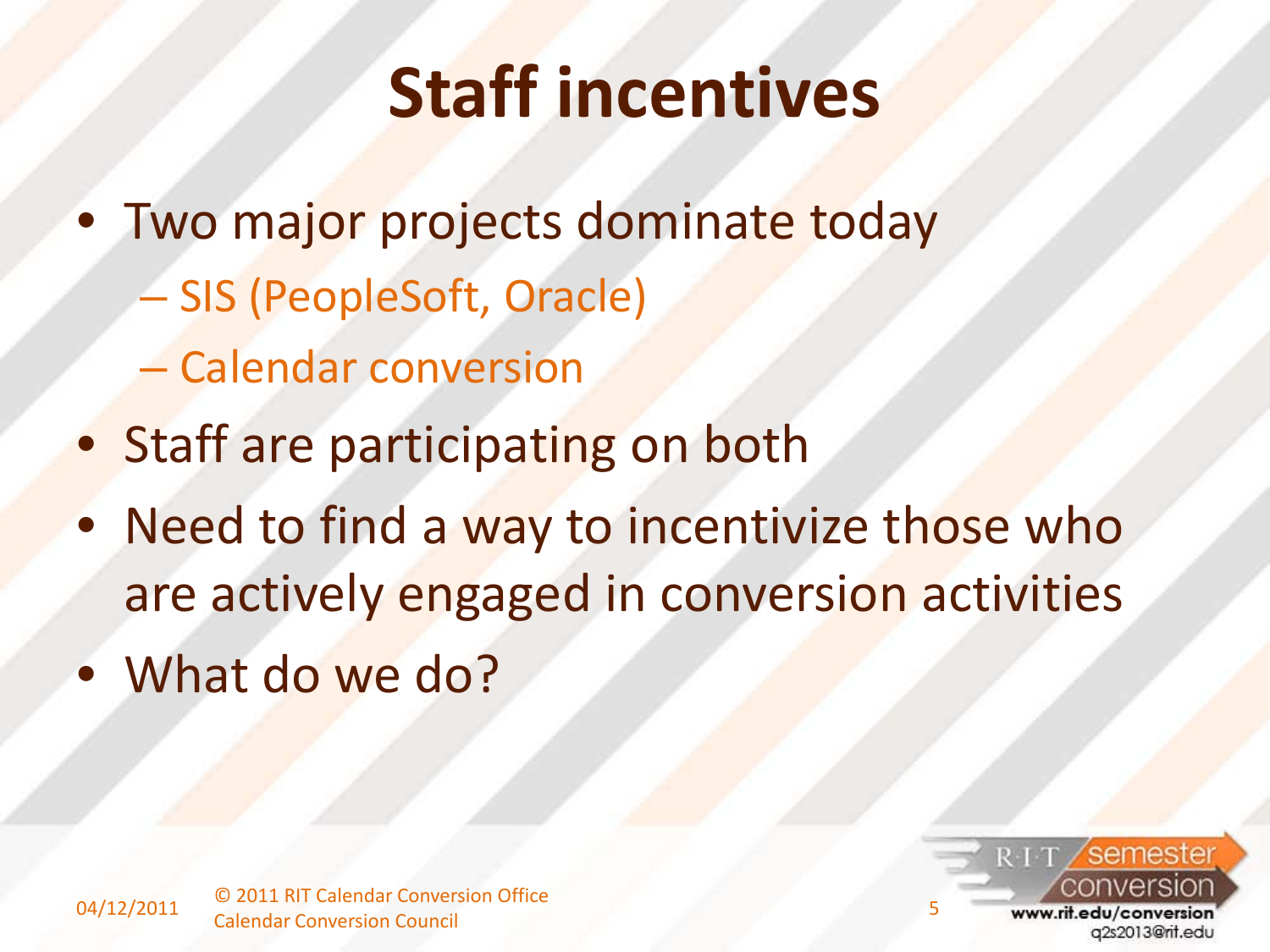# Staff incentives

- Two major projects dominate today
  - SIS (PeopleSoft, Oracle)
  - Calendar conversion
- Staff are participating on both
- Need to find a way to incentivize those who are actively engaged in conversion activities
- What do we do?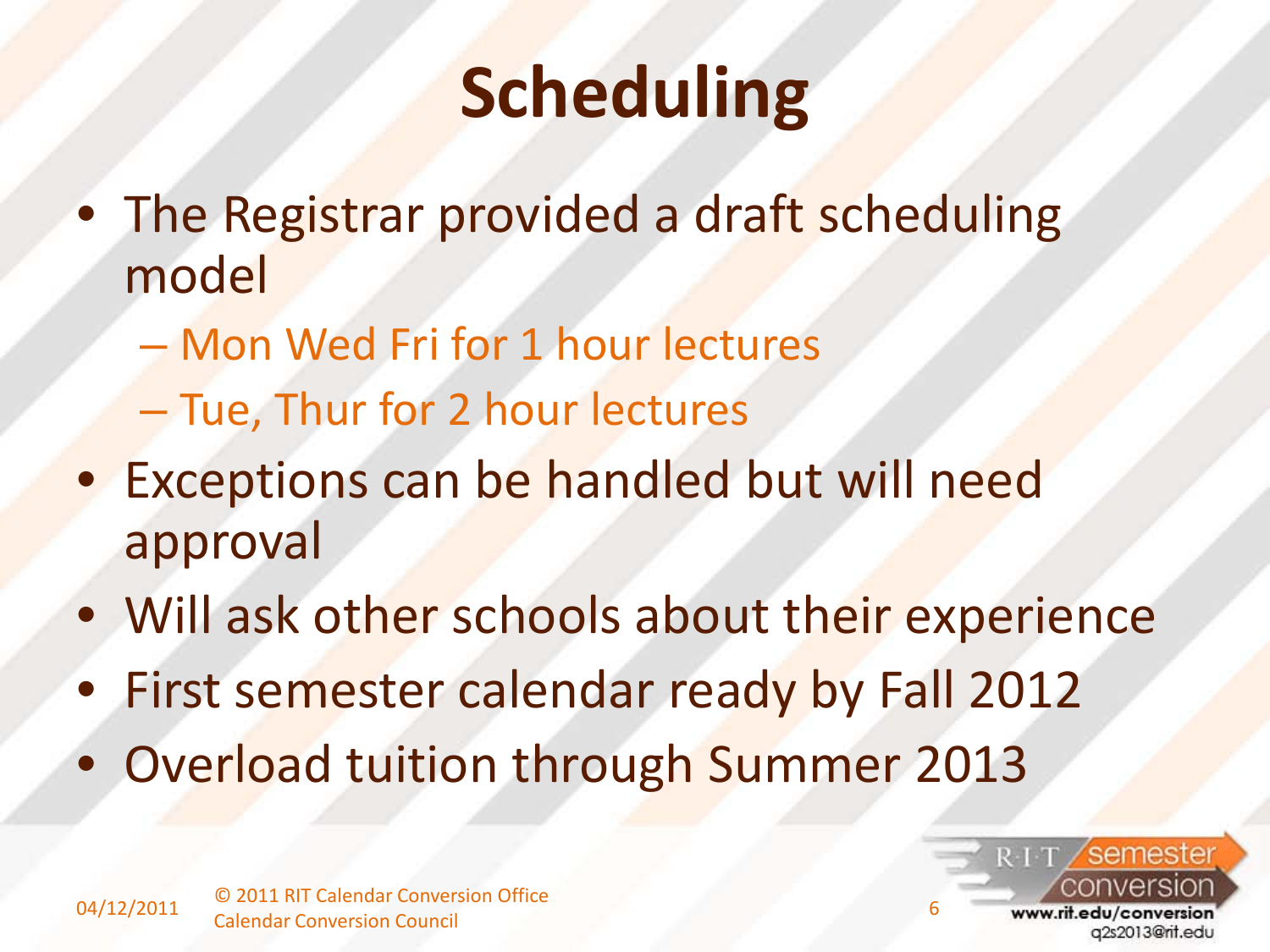# Scheduling

- The Registrar provided a draft scheduling model
  - Mon Wed Fri for 1 hour lectures
  - Tue, Thur for 2 hour lectures
- Exceptions can be handled but will need approval
- Will ask other schools about their experience
- First semester calendar ready by Fall 2012
- Overload tuition through Summer 2013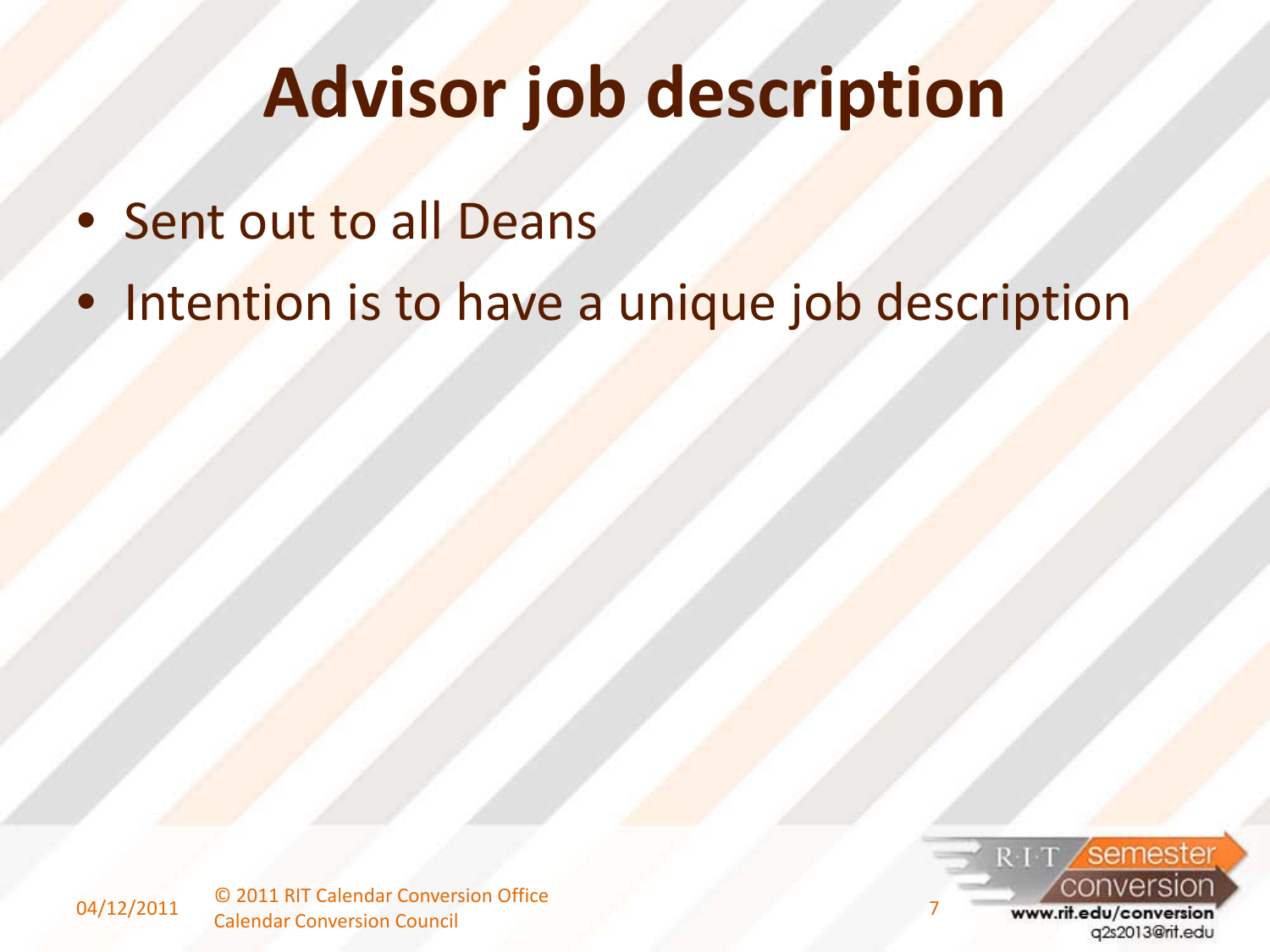# Advisor job description

- Sent out to all Deans
- Intention is to have a unique job description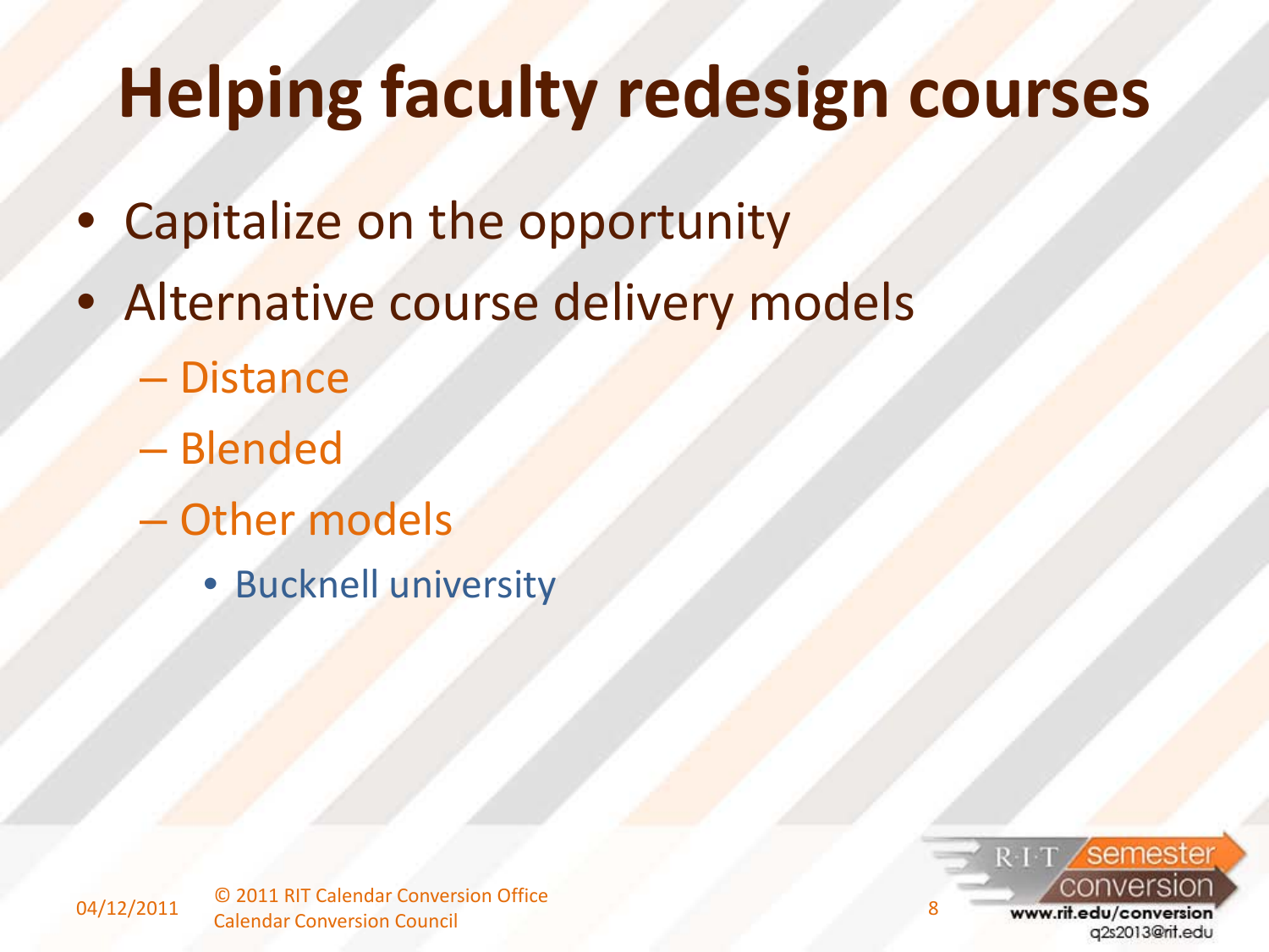# Helping faculty redesign courses

- Capitalize on the opportunity
- Alternative course delivery models
  - Distance
  - Blended
  - Other models
    - Bucknell university